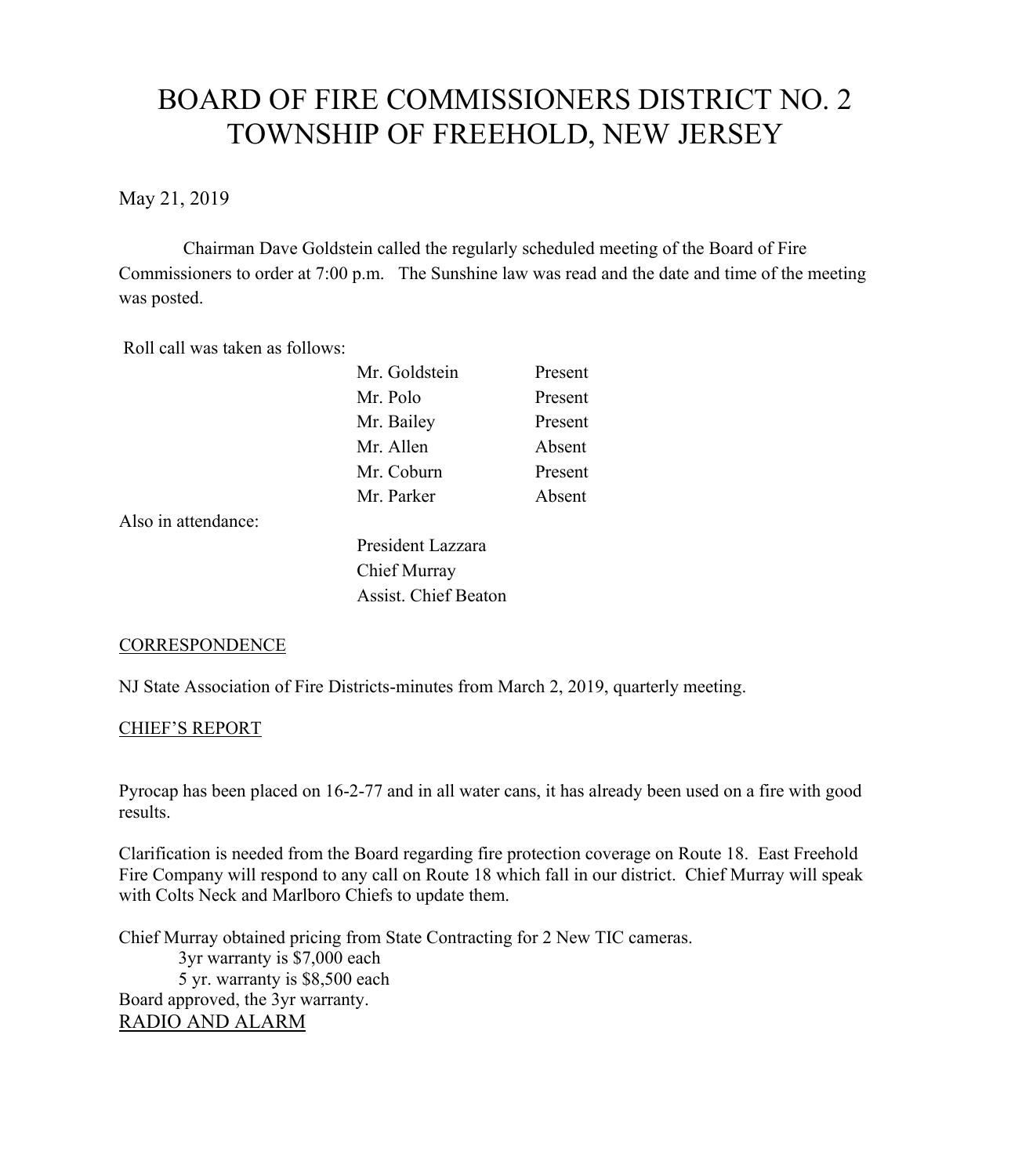# BOARD OF FIRE COMMISSIONERS DISTRICT NO. 2
# TOWNSHIP OF FREEHOLD, NEW JERSEY

May 21, 2019

Chairman Dave Goldstein called the regularly scheduled meeting of the Board of Fire Commissioners to order at 7:00 p.m. The Sunshine law was read and the date and time of the meeting was posted.

Roll call was taken as follows:

| | |
|---|---|
| Mr. Goldstein | Present |
| Mr. Polo | Present |
| Mr. Bailey | Present |
| Mr. Allen | Absent |
| Mr. Coburn | Present |
| Mr. Parker | Absent |

Also in attendance:

President Lazzara
Chief Murray
Assist. Chief Beaton

## CORRESPONDENCE

NJ State Association of Fire Districts-minutes from March 2, 2019, quarterly meeting.

## CHIEF'S REPORT

Pyrocap has been placed on 16-2-77 and in all water cans, it has already been used on a fire with good results.

Clarification is needed from the Board regarding fire protection coverage on Route 18. East Freehold Fire Company will respond to any call on Route 18 which fall in our district. Chief Murray will speak with Colts Neck and Marlboro Chiefs to update them.

Chief Murray obtained pricing from State Contracting for 2 New TIC cameras.
3yr warranty is $7,000 each
5 yr. warranty is $8,500 each
Board approved, the 3yr warranty.

## RADIO AND ALARM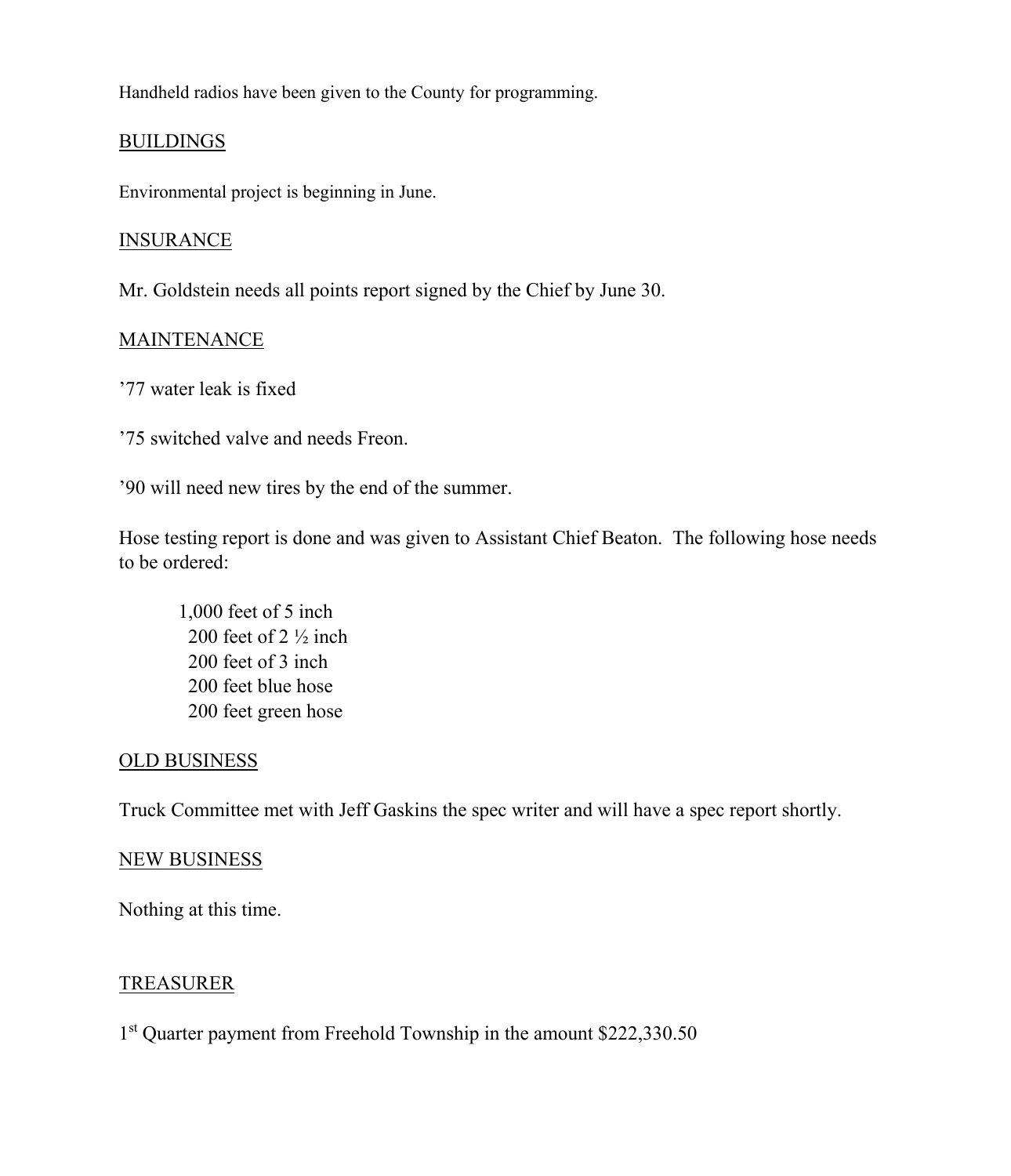Handheld radios have been given to the County for programming.

## BUILDINGS

Environmental project is beginning in June.

## INSURANCE

Mr. Goldstein needs all points report signed by the Chief by June 30.

## MAINTENANCE

’77 water leak is fixed

’75 switched valve and needs Freon.

’90 will need new tires by the end of the summer.

Hose testing report is done and was given to Assistant Chief Beaton. The following hose needs to be ordered:

- 1,000 feet of 5 inch
- 200 feet of 2 ½ inch
- 200 feet of 3 inch
- 200 feet blue hose
- 200 feet green hose

## OLD BUSINESS

Truck Committee met with Jeff Gaskins the spec writer and will have a spec report shortly.

## NEW BUSINESS

Nothing at this time.

## TREASURER

1st Quarter payment from Freehold Township in the amount $222,330.50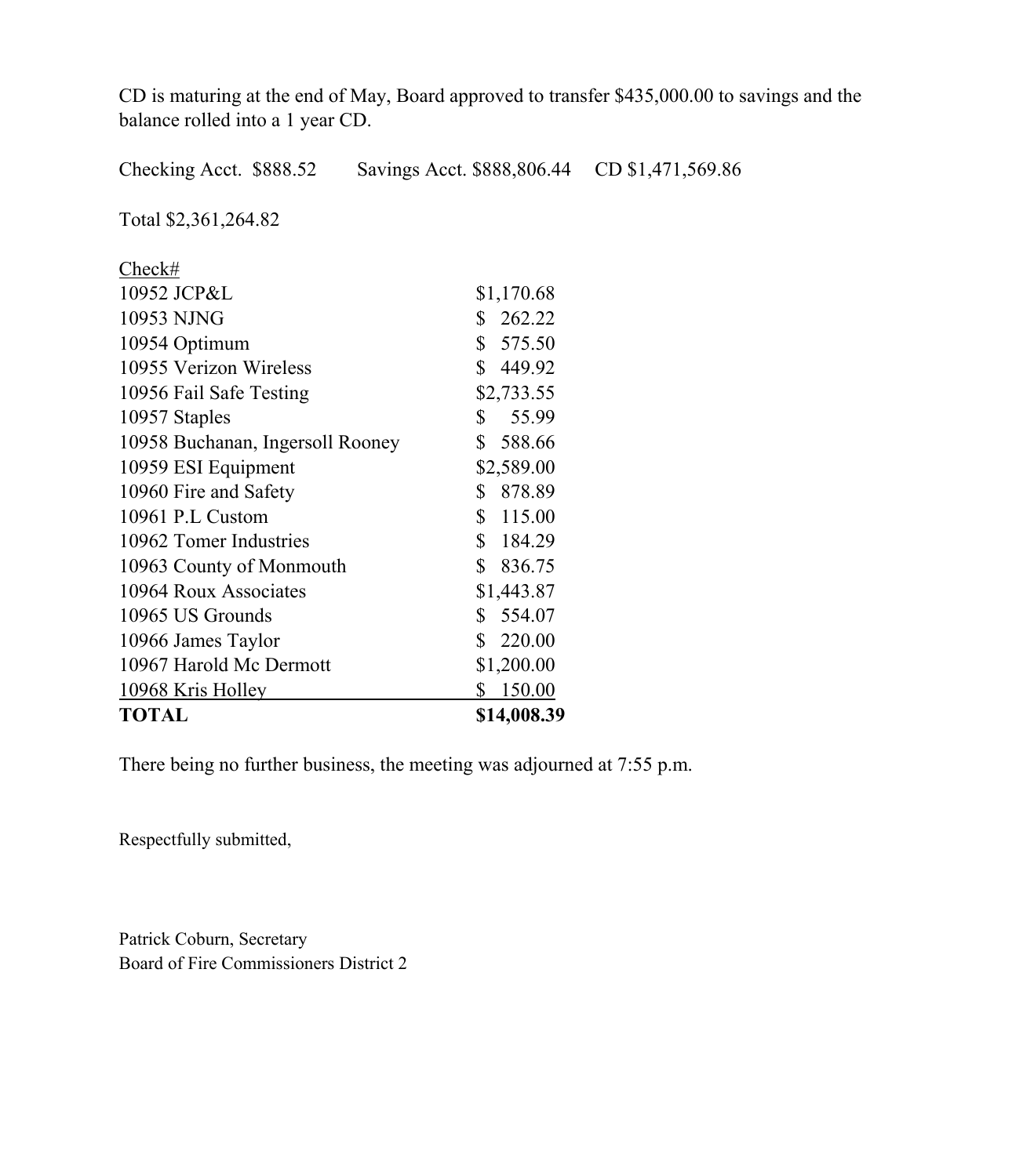CD is maturing at the end of May, Board approved to transfer $435,000.00 to savings and the balance rolled into a 1 year CD.

Checking Acct. $888.52    Savings Acct. $888,806.44    CD $1,471,569.86

Total $2,361,264.82

| Check# | |
|---|---|
| 10952 JCP&L | $1,170.68 |
| 10953 NJNG | $ 262.22 |
| 10954 Optimum | $ 575.50 |
| 10955 Verizon Wireless | $ 449.92 |
| 10956 Fail Safe Testing | $2,733.55 |
| 10957 Staples | $ 55.99 |
| 10958 Buchanan, Ingersoll Rooney | $ 588.66 |
| 10959 ESI Equipment | $2,589.00 |
| 10960 Fire and Safety | $ 878.89 |
| 10961 P.L Custom | $ 115.00 |
| 10962 Tomer Industries | $ 184.29 |
| 10963 County of Monmouth | $ 836.75 |
| 10964 Roux Associates | $1,443.87 |
| 10965 US Grounds | $ 554.07 |
| 10966 James Taylor | $ 220.00 |
| 10967 Harold Mc Dermott | $1,200.00 |
| 10968 Kris Holley | $ 150.00 |
| **TOTAL** | **$14,008.39** |

There being no further business, the meeting was adjourned at 7:55 p.m.

Respectfully submitted,

Patrick Coburn, Secretary
Board of Fire Commissioners District 2